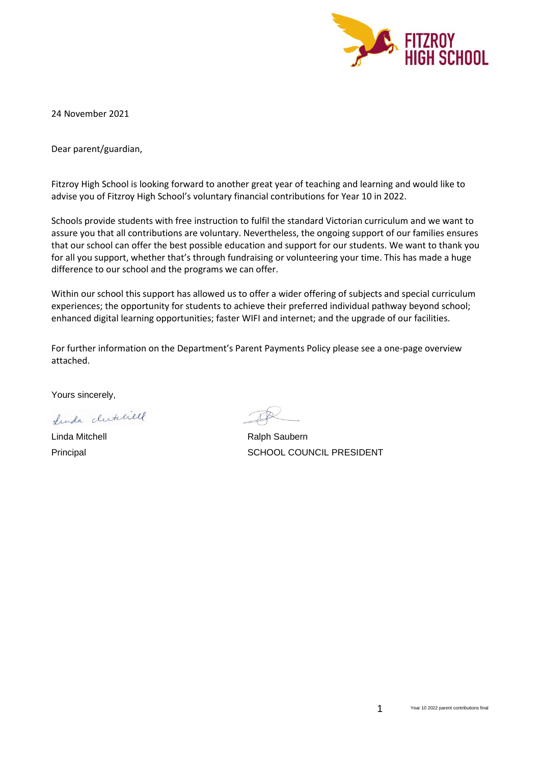FITZROY HIGH SCHOOL

24 November 2021

Dear parent/guardian,

Fitzroy High School is looking forward to another great year of teaching and learning and would like to advise you of Fitzroy High School's voluntary financial contributions for Year 10 in 2022.

Schools provide students with free instruction to fulfil the standard Victorian curriculum and we want to assure you that all contributions are voluntary. Nevertheless, the ongoing support of our families ensures that our school can offer the best possible education and support for our students. We want to thank you for all you support, whether that's through fundraising or volunteering your time. This has made a huge difference to our school and the programs we can offer.

Within our school this support has allowed us to offer a wider offering of subjects and special curriculum experiences; the opportunity for students to achieve their preferred individual pathway beyond school; enhanced digital learning opportunities; faster WIFI and internet; and the upgrade of our facilities.

For further information on the Department's Parent Payments Policy please see a one-page overview attached.

Yours sincerely,

Linda Mitchell
Principal

Ralph Saubern
SCHOOL COUNCIL PRESIDENT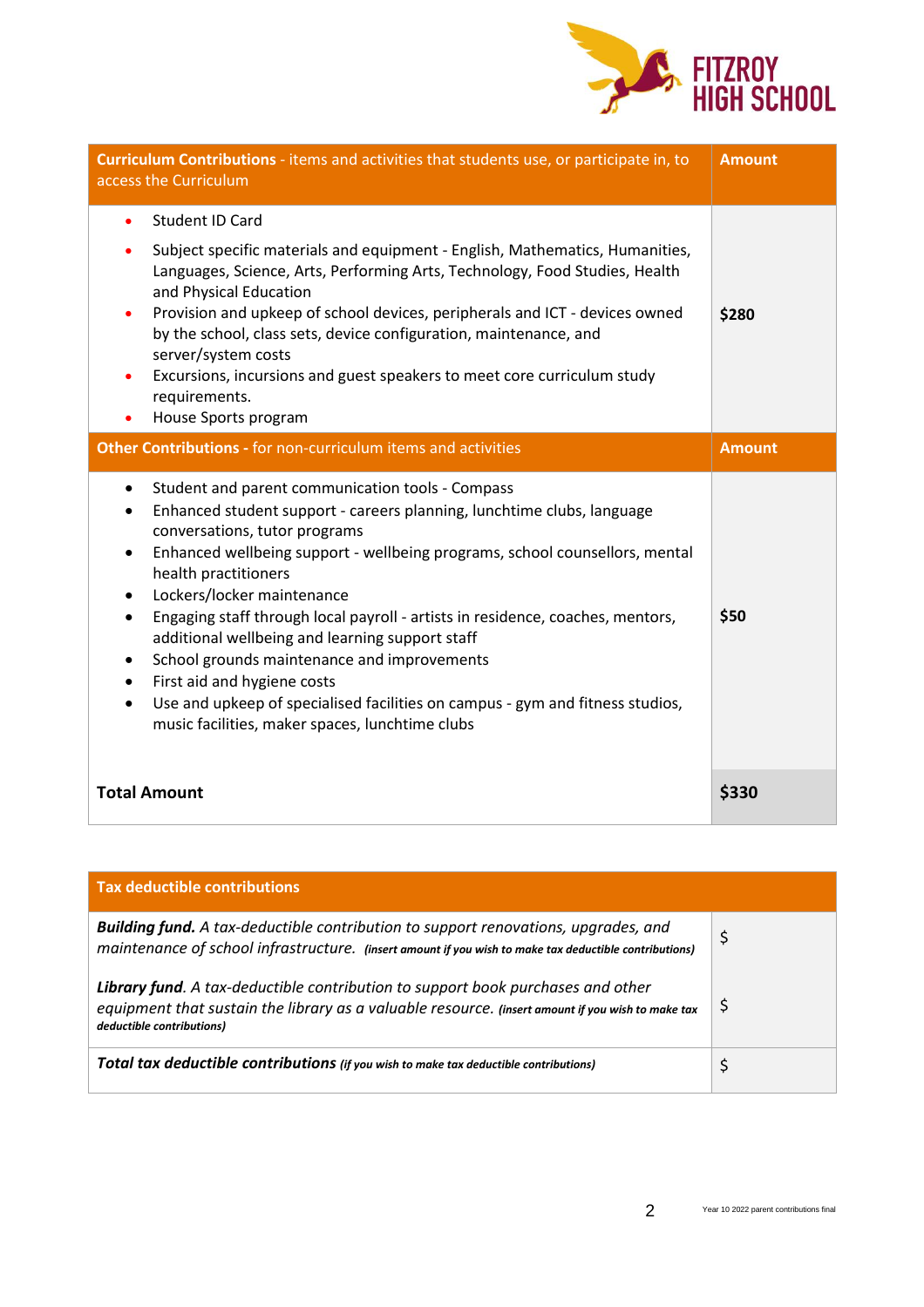**FITZROY HIGH SCHOOL**

| **Curriculum Contributions** - items and activities that students use, or participate in, to access the Curriculum | **Amount** |
|---|---|
| • Student ID Card<br>• Subject specific materials and equipment - English, Mathematics, Humanities, Languages, Science, Arts, Performing Arts, Technology, Food Studies, Health and Physical Education<br>• Provision and upkeep of school devices, peripherals and ICT - devices owned by the school, class sets, device configuration, maintenance, and server/system costs<br>• Excursions, incursions and guest speakers to meet core curriculum study requirements.<br>• House Sports program | **$280** |
| **Other Contributions - for non-curriculum items and activities** | **Amount** |
| • Student and parent communication tools - Compass<br>• Enhanced student support - careers planning, lunchtime clubs, language conversations, tutor programs<br>• Enhanced wellbeing support - wellbeing programs, school counsellors, mental health practitioners<br>• Lockers/locker maintenance<br>• Engaging staff through local payroll - artists in residence, coaches, mentors, additional wellbeing and learning support staff<br>• School grounds maintenance and improvements<br>• First aid and hygiene costs<br>• Use and upkeep of specialised facilities on campus - gym and fitness studios, music facilities, maker spaces, lunchtime clubs | **$50** |
| **Total Amount** | **$330** |

| **Tax deductible contributions** | |
|---|---|
| ***Building fund.*** *A tax-deductible contribution to support renovations, upgrades, and maintenance of school infrastructure.* ***(insert amount if you wish to make tax deductible contributions)*** | $ |
| ***Library fund****. A tax-deductible contribution to support book purchases and other equipment that sustain the library as a valuable resource.* ***(insert amount if you wish to make tax deductible contributions)*** | $ |
| ***Total tax deductible contributions*** ***(if you wish to make tax deductible contributions)*** | $ |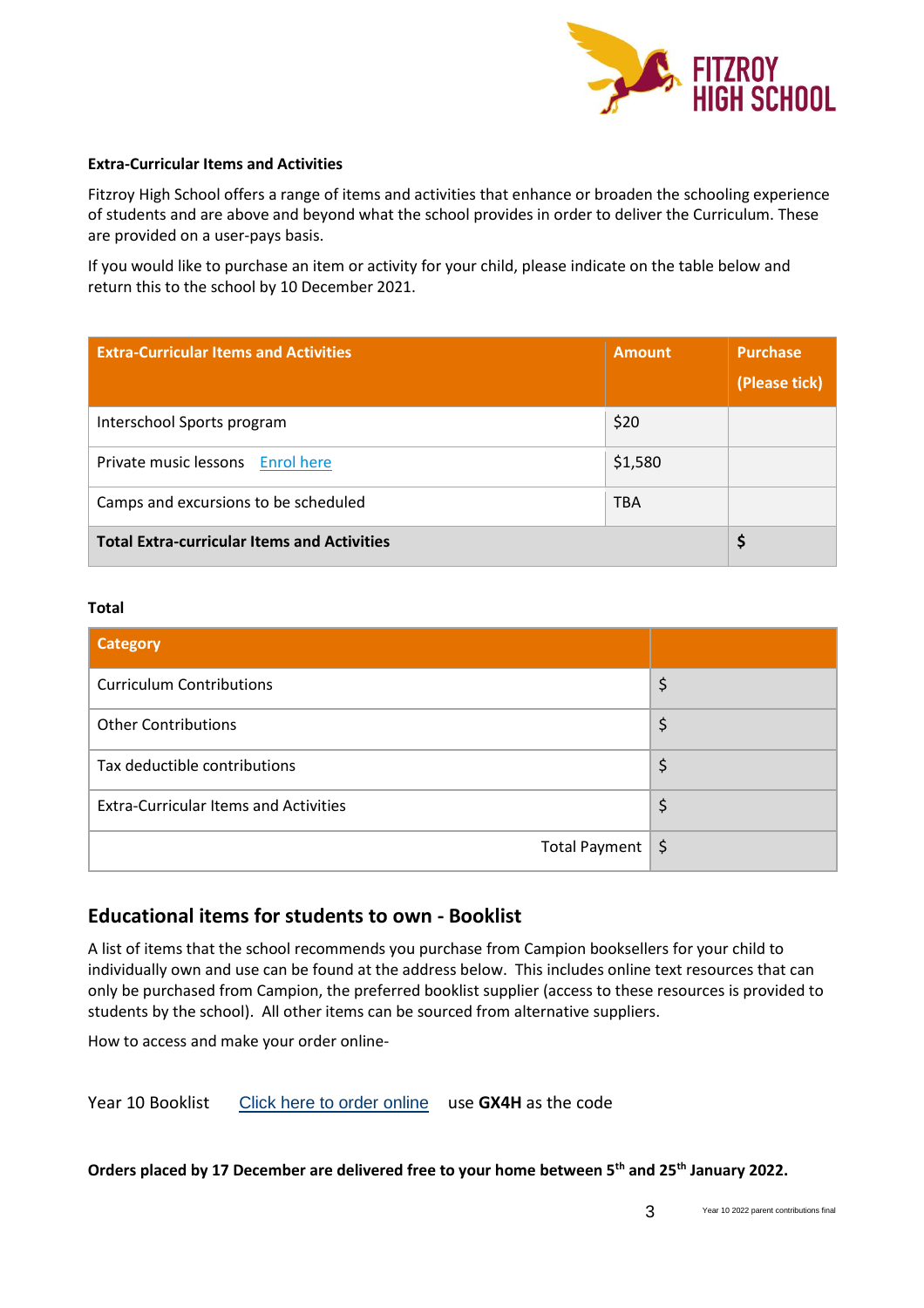**Extra-Curricular Items and Activities**

Fitzroy High School offers a range of items and activities that enhance or broaden the schooling experience of students and are above and beyond what the school provides in order to deliver the Curriculum. These are provided on a user-pays basis.

If you would like to purchase an item or activity for your child, please indicate on the table below and return this to the school by 10 December 2021.

| Extra-Curricular Items and Activities | Amount | Purchase (Please tick) |
|---|---|---|
| Interschool Sports program | $20 | |
| Private music lessons Enrol here | $1,580 | |
| Camps and excursions to be scheduled | TBA | |
| **Total Extra-curricular Items and Activities** | | **$** |

**Total**

| Category | |
|---|---|
| Curriculum Contributions | $ |
| Other Contributions | $ |
| Tax deductible contributions | $ |
| Extra-Curricular Items and Activities | $ |
| Total Payment | $ |

## Educational items for students to own - Booklist

A list of items that the school recommends you purchase from Campion booksellers for your child to individually own and use can be found at the address below. This includes online text resources that can only be purchased from Campion, the preferred booklist supplier (access to these resources is provided to students by the school). All other items can be sourced from alternative suppliers.

How to access and make your order online-

Year 10 Booklist Click here to order online use **GX4H** as the code

**Orders placed by 17 December are delivered free to your home between 5th and 25th January 2022.**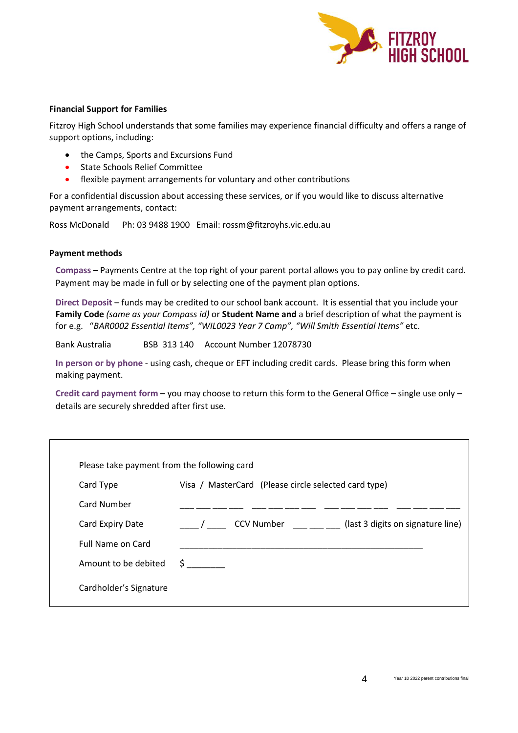**Financial Support for Families**

Fitzroy High School understands that some families may experience financial difficulty and offers a range of support options, including:

- the Camps, Sports and Excursions Fund
- State Schools Relief Committee
- flexible payment arrangements for voluntary and other contributions

For a confidential discussion about accessing these services, or if you would like to discuss alternative payment arrangements, contact:

Ross McDonald Ph: 03 9488 1900 Email: rossm@fitzroyhs.vic.edu.au

**Payment methods**

**Compass –** Payments Centre at the top right of your parent portal allows you to pay online by credit card. Payment may be made in full or by selecting one of the payment plan options.

**Direct Deposit** – funds may be credited to our school bank account. It is essential that you include your **Family Code** *(same as your Compass id)* or **Student Name and** a brief description of what the payment is for e.g. "*BAR0002 Essential Items", "WIL0023 Year 7 Camp", "Will Smith Essential Items"* etc.

Bank Australia BSB 313 140 Account Number 12078730

**In person or by phone** - using cash, cheque or EFT including credit cards. Please bring this form when making payment.

**Credit card payment form** – you may choose to return this form to the General Office – single use only – details are securely shredded after first use.

---

Please take payment from the following card

| | |
|---|---|
| Card Type | Visa / MasterCard (Please circle selected card type) |
| Card Number | ___ ___ ___ ___ ___ ___ ___ ___ ___ ___ ___ ___ ___ ___ ___ ___ |
| Card Expiry Date | ____ / ____ CCV Number ___ ___ ___ (last 3 digits on signature line) |
| Full Name on Card | ______________________________________________ |
| Amount to be debited | $ _______ |
| Cardholder's Signature | |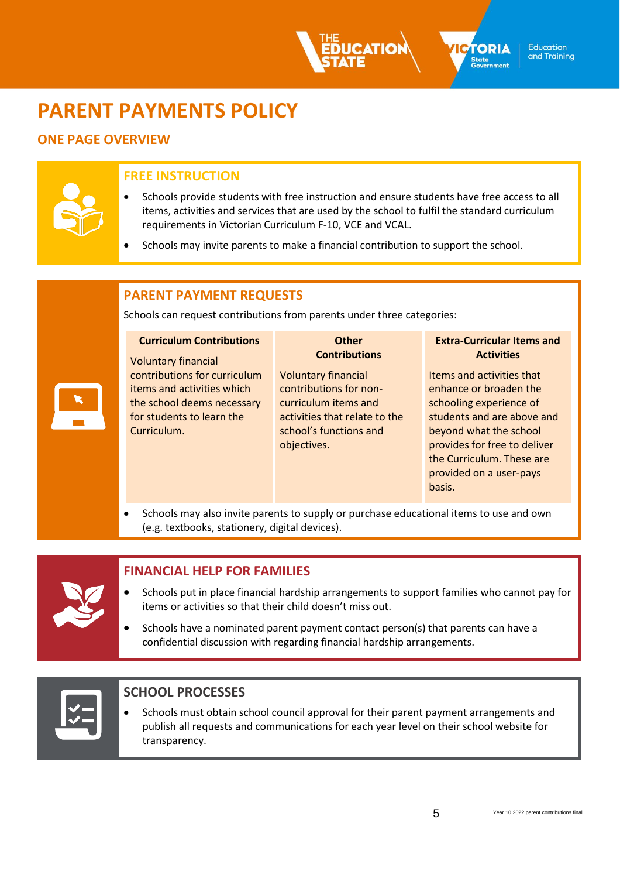# PARENT PAYMENTS POLICY

## ONE PAGE OVERVIEW

### FREE INSTRUCTION

- Schools provide students with free instruction and ensure students have free access to all items, activities and services that are used by the school to fulfil the standard curriculum requirements in Victorian Curriculum F-10, VCE and VCAL.
- Schools may invite parents to make a financial contribution to support the school.

### PARENT PAYMENT REQUESTS

Schools can request contributions from parents under three categories:

| Curriculum Contributions | Other Contributions | Extra-Curricular Items and Activities |
|---|---|---|
| Voluntary financial contributions for curriculum items and activities which the school deems necessary for students to learn the Curriculum. | Voluntary financial contributions for non-curriculum items and activities that relate to the school's functions and objectives. | Items and activities that enhance or broaden the schooling experience of students and are above and beyond what the school provides for free to deliver the Curriculum. These are provided on a user-pays basis. |

- Schools may also invite parents to supply or purchase educational items to use and own (e.g. textbooks, stationery, digital devices).

### FINANCIAL HELP FOR FAMILIES

- Schools put in place financial hardship arrangements to support families who cannot pay for items or activities so that their child doesn't miss out.
- Schools have a nominated parent payment contact person(s) that parents can have a confidential discussion with regarding financial hardship arrangements.

### SCHOOL PROCESSES

- Schools must obtain school council approval for their parent payment arrangements and publish all requests and communications for each year level on their school website for transparency.